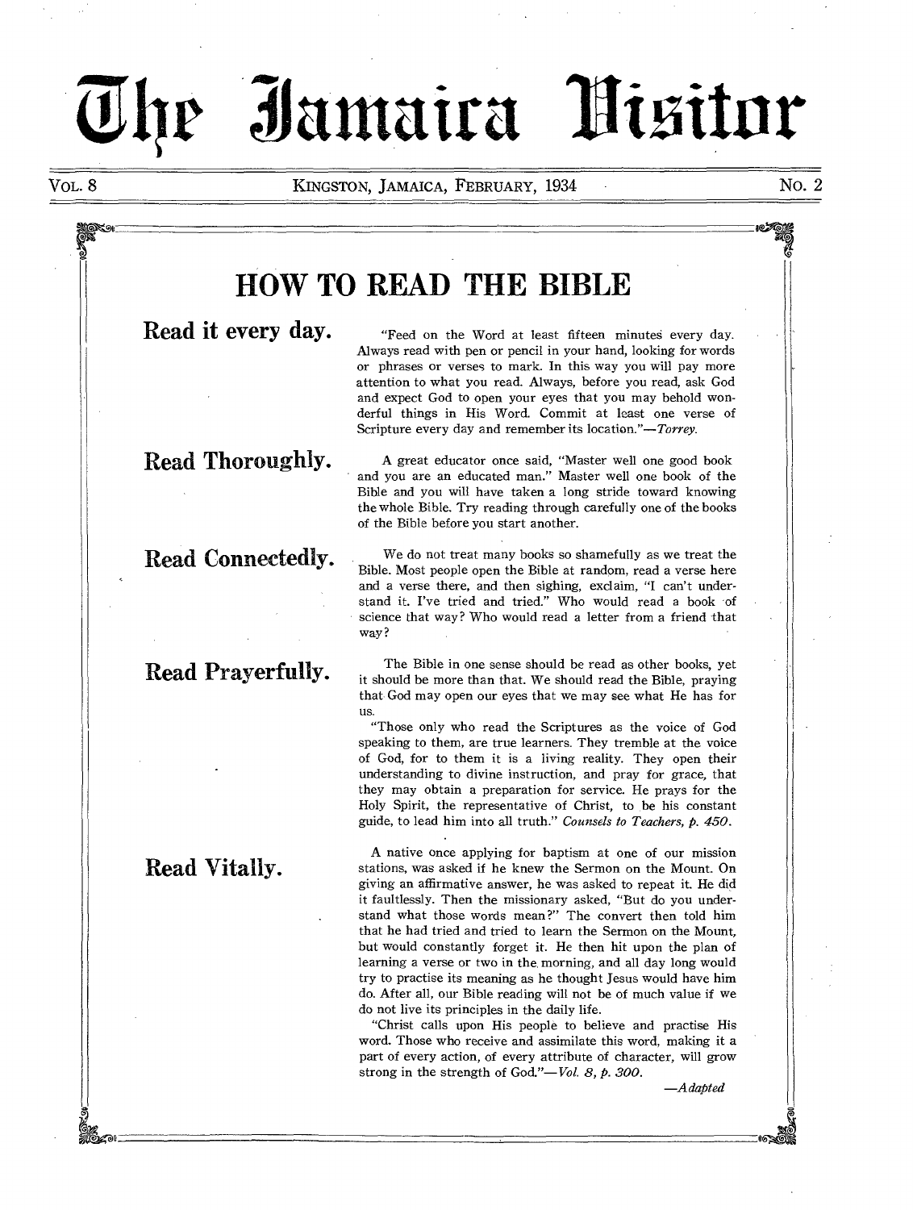# The Jamaica Visitor

VOL. 8 KINGSTON, JAMAICA, FEBRUARY, 1934 NO. 2

## HOW TO READ THE BIBLE

### Read it every day.

"Feed on the Word at least fifteen minutes every day. Always read with pen or pencil in your hand, looking for words or phrases or verses to mark. In this way you will pay more attention to what you read. Always, before you read, ask God and expect God to open your eyes that you may behold wonderful things in His Word. Commit at least one verse of Scripture every day and remember its location."—*Torrey.*

### Read Thoroughly.

A great educator once said, "Master well one good book and you are an educated man." Master well one book of the Bible and you will have taken a long stride toward knowing the whole Bible. Try reading through carefully one of the books of the Bible before you start another.

### Read Connectedly.

We do not treat many books so shamefully as we treat the Bible. Most people open the Bible at random, read a verse here and a verse there, and then sighing, exclaim, "I can't understand it. I've tried and tried." Who would read a book of science that way? Who would read a letter from a friend that way?

### Read Prayerfully.

The Bible in one sense should be read as other books, yet it should be more than that. We should read the Bible, praying that God may open our eyes that we may see what He has for us.

"Those only who read the Scriptures as the voice of God speaking to them, are true learners. They tremble at the voice of God, for to them it is a living reality. They open their understanding to divine instruction, and pray for grace, that they may obtain a preparation for service. He prays for the Holy Spirit, the representative of Christ, to be his constant guide, to lead him into all truth." *Counsels to Teachers, p. 450.*

### Read Vitally.

A native once applying for baptism at one of our mission stations, was asked if he knew the Sermon on the Mount. On giving an affirmative answer, he was asked to repeat it. He did it faultlessly. Then the missionary asked, "But do you understand what those words mean?" The convert then told him that he had tried and tried to learn the Sermon on the Mount, but would constantly forget it. He then hit upon the plan of learning a verse or two in the morning, and all day long would try to practise its meaning as he thought Jesus would have him do. After all, our Bible reading will not be of much value if we do not live its principles in the daily life.

"Christ calls upon His people to believe and practise His word. Those who receive and assimilate this word, making it a part of every action, of every attribute of character, will grow strong in the strength of God."—*Vol. 8, p. 300.*

—*Adapted*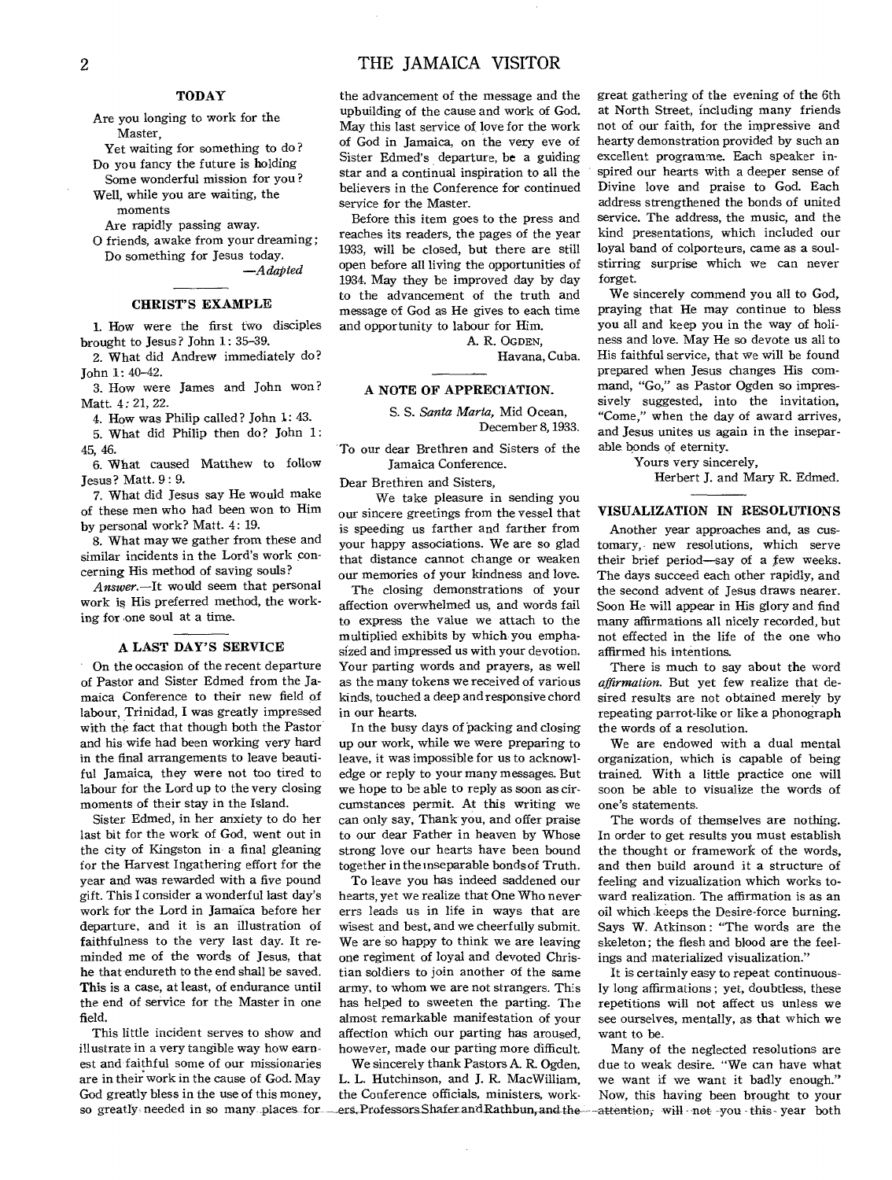## TODAY

Are you longing to work for the Master,
Yet waiting for something to do?
Do you fancy the future is holding
Some wonderful mission for you?
Well, while you are waiting, the moments
Are rapidly passing away.
O friends, awake from your dreaming;
Do something for Jesus today.

*—Adapted*

## CHRIST'S EXAMPLE

1. How were the first two disciples brought to Jesus? John 1: 35–39.

2. What did Andrew immediately do? John 1: 40–42.

3. How were James and John won? Matt. 4: 21, 22.

4. How was Philip called? John 1: 43.

5. What did Philip then do? John 1: 45, 46.

6. What caused Matthew to follow Jesus? Matt. 9: 9.

7. What did Jesus say He would make of these men who had been won to Him by personal work? Matt. 4: 19.

8. What may we gather from these and similar incidents in the Lord's work concerning His method of saving souls?

*Answer.*—It would seem that personal work is His preferred method, the working for one soul at a time.

## A LAST DAY'S SERVICE

On the occasion of the recent departure of Pastor and Sister Edmed from the Jamaica Conference to their new field of labour, Trinidad, I was greatly impressed with the fact that though both the Pastor and his wife had been working very hard in the final arrangements to leave beautiful Jamaica, they were not too tired to labour for the Lord up to the very closing moments of their stay in the Island.

Sister Edmed, in her anxiety to do her last bit for the work of God, went out in the city of Kingston in a final gleaning for the Harvest Ingathering effort for the year and was rewarded with a five pound gift. This I consider a wonderful last day's work for the Lord in Jamaica before her departure, and it is an illustration of faithfulness to the very last day. It reminded me of the words of Jesus, that he that endureth to the end shall be saved. This is a case, at least, of endurance until the end of service for the Master in one field.

This little incident serves to show and illustrate in a very tangible way how earnest and faithful some of our missionaries are in their work in the cause of God. May God greatly bless in the use of this money, so greatly needed in so many places for the advancement of the message and the upbuilding of the cause and work of God. May this last service of love for the work of God in Jamaica, on the very eve of Sister Edmed's departure, be a guiding star and a continual inspiration to all the believers in the Conference for continued service for the Master.

Before this item goes to the press and reaches its readers, the pages of the year 1933, will be closed, but there are still open before all living the opportunities of 1934. May they be improved day by day to the advancement of the truth and message of God as He gives to each time and opportunity to labour for Him.

A. R. OGDEN,
Havana, Cuba.

## A NOTE OF APPRECIATION.

S. S. *Santa Marta,* Mid Ocean,
December 8, 1933.

To our dear Brethren and Sisters of the Jamaica Conference.

Dear Brethren and Sisters,

We take pleasure in sending you our sincere greetings from the vessel that is speeding us farther and farther from your happy associations. We are so glad that distance cannot change or weaken our memories of your kindness and love.

The closing demonstrations of your affection overwhelmed us, and words fail to express the value we attach to the multiplied exhibits by which you emphasized and impressed us with your devotion. Your parting words and prayers, as well as the many tokens we received of various kinds, touched a deep and responsive chord in our hearts.

In the busy days of packing and closing up our work, while we were preparing to leave, it was impossible for us to acknowledge or reply to your many messages. But we hope to be able to reply as soon as circumstances permit. At this writing we can only say, Thank you, and offer praise to our dear Father in heaven by Whose strong love our hearts have been bound together in the inseparable bonds of Truth.

To leave you has indeed saddened our hearts, yet we realize that One Who never errs leads us in life in ways that are wisest and best, and we cheerfully submit. We are so happy to think we are leaving one regiment of loyal and devoted Christian soldiers to join another of the same army, to whom we are not strangers. This has helped to sweeten the parting. The almost remarkable manifestation of your affection which our parting has aroused, however, made our parting more difficult.

We sincerely thank Pastors A. R. Ogden, L. L. Hutchinson, and J. R. MacWilliam, the Conference officials, ministers, workers, Professors Shafer and Rathbun, and the great gathering of the evening of the 6th at North Street, including many friends not of our faith, for the impressive and hearty demonstration provided by such an excellent programme. Each speaker inspired our hearts with a deeper sense of Divine love and praise to God. Each address strengthened the bonds of united service. The address, the music, and the kind presentations, which included our loyal band of colporteurs, came as a soul-stirring surprise which we can never forget.

We sincerely commend you all to God, praying that He may continue to bless you all and keep you in the way of holiness and love. May He so devote us all to His faithful service, that we will be found prepared when Jesus changes His command, "Go," as Pastor Ogden so impressively suggested, into the invitation, "Come," when the day of award arrives, and Jesus unites us again in the inseparable bonds of eternity.

Yours very sincerely,
Herbert J. and Mary R. Edmed.

## VISUALIZATION IN RESOLUTIONS

Another year approaches and, as customary, new resolutions, which serve their brief period—say of a few weeks. The days succeed each other rapidly, and the second advent of Jesus draws nearer. Soon He will appear in His glory and find many affirmations all nicely recorded, but not effected in the life of the one who affirmed his intentions.

There is much to say about the word *affirmation.* But yet few realize that desired results are not obtained merely by repeating parrot-like or like a phonograph the words of a resolution.

We are endowed with a dual mental organization, which is capable of being trained. With a little practice one will soon be able to visualize the words of one's statements.

The words of themselves are nothing. In order to get results you must establish the thought or framework of the words, and then build around it a structure of feeling and vizualization which works toward realization. The affirmation is as an oil which keeps the Desire-force burning. Says W. Atkinson: "The words are the skeleton; the flesh and blood are the feelings and materialized visualization."

It is certainly easy to repeat continuously long affirmations; yet, doubtless, these repetitions will not affect us unless we see ourselves, mentally, as that which we want to be.

Many of the neglected resolutions are due to weak desire. "We can have what we want if we want it badly enough." Now, this having been brought to your attention, will not you this year both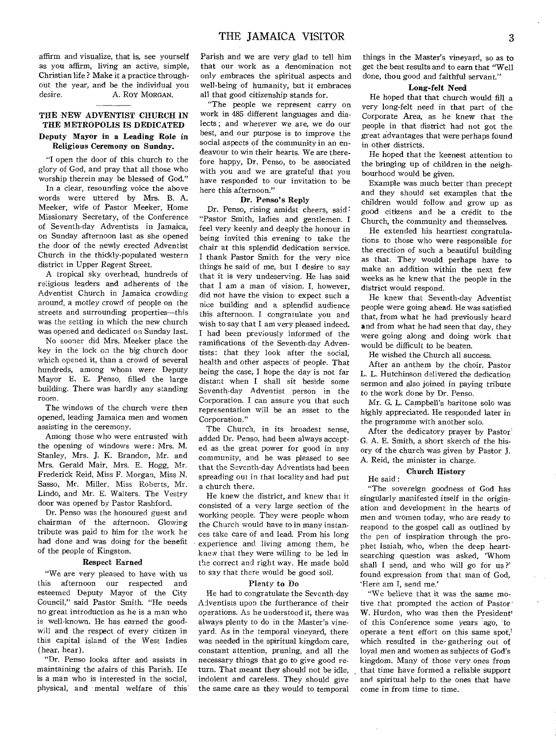affirm and visualize, that is, see yourself as you affirm, living an active, simple, Christian life? Make it a practice throughout the year, and be the individual you desire.

A. ROY MORGAN.

## THE NEW ADVENTIST CHURCH IN THE METROPOLIS IS DEDICATED

### Deputy Mayor in a Leading Role in Religious Ceremony on Sunday.

"I open the door of this church to the glory of God, and pray that all those who worship therein may be blessed of God."

In a clear, resounding voice the above words were uttered by Mrs. B. A. Meeker, wife of Pastor Meeker, Home Missionary Secretary, of the Conference of Seventh-day Adventists in Jamaica, on Sunday afternoon last as she opened the door of the newly erected Adventist Church in the thickly-populated western district in Upper Regent Street.

A tropical sky overhead, hundreds of religious leaders and adherents of the Adventist Church in Jamaica crowding around, a motley crowd of people on the streets and surrounding properties—this was the setting in which the new church was opened and dedicated on Sunday last.

No sooner did Mrs. Meeker place the key in the lock on the big church door which opened it, than a crowd of several hundreds, among whom were Deputy Mayor E. E. Penso, filled the large building. There was hardly any standing room.

The windows of the church were then opened, leading Jamaica men and women assisting in the ceremony.

Among those who were entrusted with the opening of windows were: Mrs. M. Stanley, Mrs. J. K. Brandon, Mr. and Mrs. Gerald Mair, Mrs. E. Hogg, Mr. Frederick Reid, Miss F. Morgan, Miss N. Sasso, Mr. Miller, Miss Roberts, Mr. Lindo, and Mr. E. Walters. The Vestry door was opened by Pastor Rashford.

Dr. Penso was the honoured guest and chairman of the afternoon. Glowing tribute was paid to him for the work he had done and was doing for the benefit of the people of Kingston.

#### Respect Earned

"We are very pleased to have with us this afternoon our respected and esteemed Deputy Mayor of the City Council," said Pastor Smith. "He needs no great introduction as he is a man who is well-known. He has earned the goodwill and the respect of every citizen in this capital island of the West Indies (hear, hear).

"Dr. Penso looks after and assists in maintaining the afairs of this Parish. He is a man who is interested in the social, physical, and mental welfare of this Parish and we are very glad to tell him that our work as a denomination not only embraces the spiritual aspects and well-being of humanity, but it embraces all that good citizenship stands for.

"The people we represent carry on work in 485 different languages and dialects; and wherever we are, we do our best, and our purpose is to improve the social aspects of the community in an endeavour to win their hearts. We are therefore happy, Dr. Penso, to be associated with you and we are grateful that you have responded to our invitation to be here this afternoon."

#### Dr. Penso's Reply

Dr. Penso, rising amidst cheers, said: "Pastor Smith, ladies and gentlemen. I feel very keenly and deeply the honour in being invited this evening to take the chair at this splendid dedication service. I thank Pastor Smith for the very nice things he said of me, but I desire to say that it is very undeserving. He has said that I am a man of vision. I, however, did not have the vision to expect such a nice building and a splendid audience this afternoon. I congratulate you and wish to say that I am very pleased indeed. I had been previously informed of the ramifications of the Seventh-day Adventists: that they look after the social, health and other aspects of people. That being the case, I hope the day is not far distant when I shall sit beside some Seventh-day Adventist person in the Corporation. I can assure you that such representation will be an asset to the Corporation."

The Church, in its broadest sense, added Dr. Penso, had been always accepted as the great power for good in any community, and he was pleased to see that the Seventh-day Adventists had been spreading out in that locality and had put a church there.

He knew the district, and knew that it consisted of a very large section of the working people. They were people whom the Church would have to in many instances take care of and lead. From his long experience and living among them, he knew that they were willing to be led in the correct and right way. He made bold to say that there would be good soil.

#### Plenty to Do

He had to congratulate the Seventh-day Adventists upon the furtherance of their operations. As he understood it, there was always plenty to do in the Master's vineyard. As in the temporal vineyard, there was needed in the spiritual kingdom care, constant attention, pruning, and all the necessary things that go to give good return. That meant they should not be idle, indolent and careless. They should give the same care as they would to temporal things in the Master's vineyard, so as to get the best results and to earn that "Well done, thou good and faithful servant."

#### Long-felt Need

He hoped that that church would fill a very long-felt need in that part of the Corporate Area, as he knew that the people in that district had not got the great advantages that were perhaps found in other districts.

He hoped that the keenest attention to the bringing up of children in the neighbourhood would be given.

Example was much better than precept and they should set examples that the children would follow and grow up as good citizens and be a credit to the Church, the community and themselves.

He extended his heartiest congratulations to those who were responsible for the erection of such a beautiful building as that. They would perhaps have to make an addition within the next few weeks as he knew that the people in the district would respond.

He knew that Seventh-day Adventist people were going ahead. He was satisfied that, from what he had previously heard and from what he had seen that day, they were going along and doing work that would be difficult to be beaten.

He wished the Church all success.

After an anthem by the choir, Pastor L. L. Hutchinson delivered the dedication sermon and also joined in paying tribute to the work done by Dr. Penso.

Mr. G. L. Campbell's baritone solo was highly appreciated. He responded later in the programme with another solo.

After the dedicatory prayer by Pastor G. A. E. Smith, a short sketch of the history of the church was given by Pastor J. A. Reid, the minister in charge.

#### Church History

He said:

"The sovereign goodness of God has singularly manifested itself in the origination and development in the hearts of men and women today, who are ready to respond to the gospel call as outlined by the pen of inspiration through the prophet Isaiah, who, when the deep heart-searching question was asked, 'Whom shall I send, and who will go for us?' found expression from that man of God, 'Here am I, send me.'

"We believe that it was the same motive that prompted the action of Pastor W. Hurdon, who was then the President of this Conference some years ago, to operate a tent effort on this same spot, which resulted in the gathering out of loyal men and women as subjects of God's kingdom. Many of those very ones from that time have formed a reliable support and spiritual help to the ones that have come in from time to time.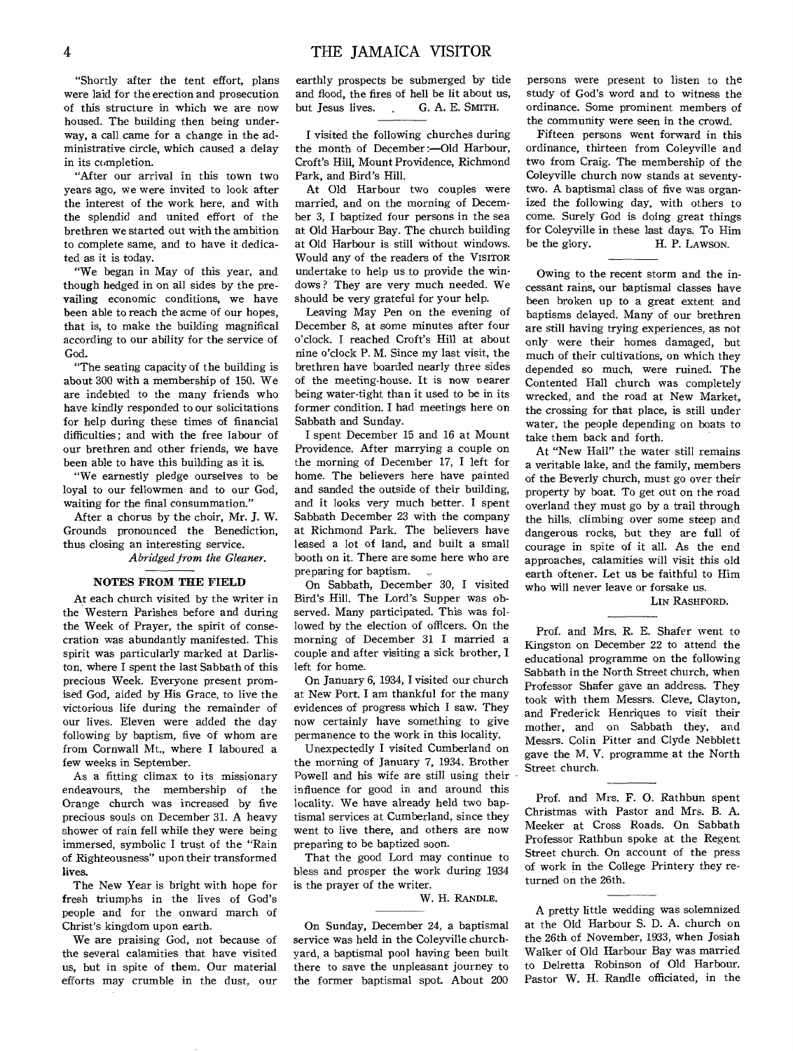"Shortly after the tent effort, plans were laid for the erection and prosecution of this structure in which we are now housed. The building then being underway, a call came for a change in the administrative circle, which caused a delay in its completion.

"After our arrival in this town two years ago, we were invited to look after the interest of the work here, and with the splendid and united effort of the brethren we started out with the ambition to complete same, and to have it dedicated as it is today.

"We began in May of this year, and though hedged in on all sides by the prevailing economic conditions, we have been able to reach the acme of our hopes, that is, to make the building magnifical according to our ability for the service of God.

"The seating capacity of the building is about 300 with a membership of 150. We are indebted to the many friends who have kindly responded to our solicitations for help during these times of financial difficulties; and with the free labour of our brethren and other friends, we have been able to have this building as it is.

"We earnestly pledge ourselves to be loyal to our fellowmen and to our God, waiting for the final consummation."

After a chorus by the choir, Mr. J. W. Grounds pronounced the Benediction, thus closing an interesting service.

*Abridged from the Gleaner.*

## NOTES FROM THE FIELD

At each church visited by the writer in the Western Parishes before and during the Week of Prayer, the spirit of consecration was abundantly manifested. This spirit was particularly marked at Darliston, where I spent the last Sabbath of this precious Week. Everyone present promised God, aided by His Grace, to live the victorious life during the remainder of our lives. Eleven were added the day following by baptism, five of whom are from Cornwall Mt., where I laboured a few weeks in September.

As a fitting climax to its missionary endeavours, the membership of the Orange church was increased by five precious souls on December 31. A heavy shower of rain fell while they were being immersed, symbolic I trust of the "Rain of Righteousness" upon their transformed lives.

The New Year is bright with hope for fresh triumphs in the lives of God's people and for the onward march of Christ's kingdom upon earth.

We are praising God, not because of the several calamities that have visited us, but in spite of them. Our material efforts may crumble in the dust, our earthly prospects be submerged by tide and flood, the fires of hell be lit about us, but Jesus lives. G. A. E. SMITH.

---

I visited the following churches during the month of December:—Old Harbour, Croft's Hill, Mount Providence, Richmond Park, and Bird's Hill.

At Old Harbour two couples were married, and on the morning of December 3, I baptized four persons in the sea at Old Harbour Bay. The church building at Old Harbour is still without windows. Would any of the readers of the VISITOR undertake to help us to provide the windows? They are very much needed. We should be very grateful for your help.

Leaving May Pen on the evening of December 8, at some minutes after four o'clock. I reached Croft's Hill at about nine o'clock P. M. Since my last visit, the brethren have boarded nearly three sides of the meeting-house. It is now nearer being water-tight than it used to be in its former condition. I had meetings here on Sabbath and Sunday.

I spent December 15 and 16 at Mount Providence. After marrying a couple on the morning of December 17, I left for home. The believers here have painted and sanded the outside of their building, and it looks very much better. I spent Sabbath December 23 with the company at Richmond Park. The believers have leased a lot of land, and built a small booth on it. There are some here who are preparing for baptism.

On Sabbath, December 30, I visited Bird's Hill. The Lord's Supper was observed. Many participated. This was followed by the election of officers. On the morning of December 31 I married a couple and after visiting a sick brother, I left for home.

On January 6, 1934, I visited our church at New Port. I am thankful for the many evidences of progress which I saw. They now certainly have something to give permanence to the work in this locality.

Unexpectedly I visited Cumberland on the morning of January 7, 1934. Brother Powell and his wife are still using their influence for good in and around this locality. We have already held two baptismal services at Cumberland, since they went to live there, and others are now preparing to be baptized soon.

That the good Lord may continue to bless and prosper the work during 1934 is the prayer of the writer.

W. H. RANDLE.

---

On Sunday, December 24, a baptismal service was held in the Coleyville churchyard, a baptismal pool having been built there to save the unpleasant journey to the former baptismal spot. About 200 persons were present to listen to the study of God's word and to witness the ordinance. Some prominent members of the community were seen in the crowd.

Fifteen persons went forward in this ordinance, thirteen from Coleyville and two from Craig. The membership of the Coleyville church now stands at seventy-two. A baptismal class of five was organized the following day, with others to come. Surely God is doing great things for Coleyville in these last days. To Him be the glory. H. P. LAWSON.

---

Owing to the recent storm and the incessant rains, our baptismal classes have been broken up to a great extent and baptisms delayed. Many of our brethren are still having trying experiences, as not only were their homes damaged, but much of their cultivations, on which they depended so much, were ruined. The Contented Hall church was completely wrecked, and the road at New Market, the crossing for that place, is still under water, the people depending on boats to take them back and forth.

At "New Hall" the water still remains a veritable lake, and the family, members of the Beverly church, must go over their property by boat. To get out on the road overland they must go by a trail through the hills, climbing over some steep and dangerous rocks, but they are full of courage in spite of it all. As the end approaches, calamities will visit this old earth oftener. Let us be faithful to Him who will never leave or forsake us.

LIN RASHFORD.

---

Prof. and Mrs. R. E. Shafer went to Kingston on December 22 to attend the educational programme on the following Sabbath in the North Street church, when Professor Shafer gave an address. They took with them Messrs. Cleve, Clayton, and Frederick Henriques to visit their mother, and on Sabbath they, and Messrs. Colin Pitter and Clyde Nebblett gave the M. V. programme at the North Street church.

---

Prof. and Mrs. F. O. Rathbun spent Christmas with Pastor and Mrs. B. A. Meeker at Cross Roads. On Sabbath Professor Rathbun spoke at the Regent Street church. On account of the press of work in the College Printery they returned on the 26th.

---

A pretty little wedding was solemnized at the Old Harbour S. D. A. church on the 26th of November, 1933, when Josiah Walker of Old Harbour Bay was married to Delretta Robinson of Old Harbour. Pastor W. H. Randle officiated, in the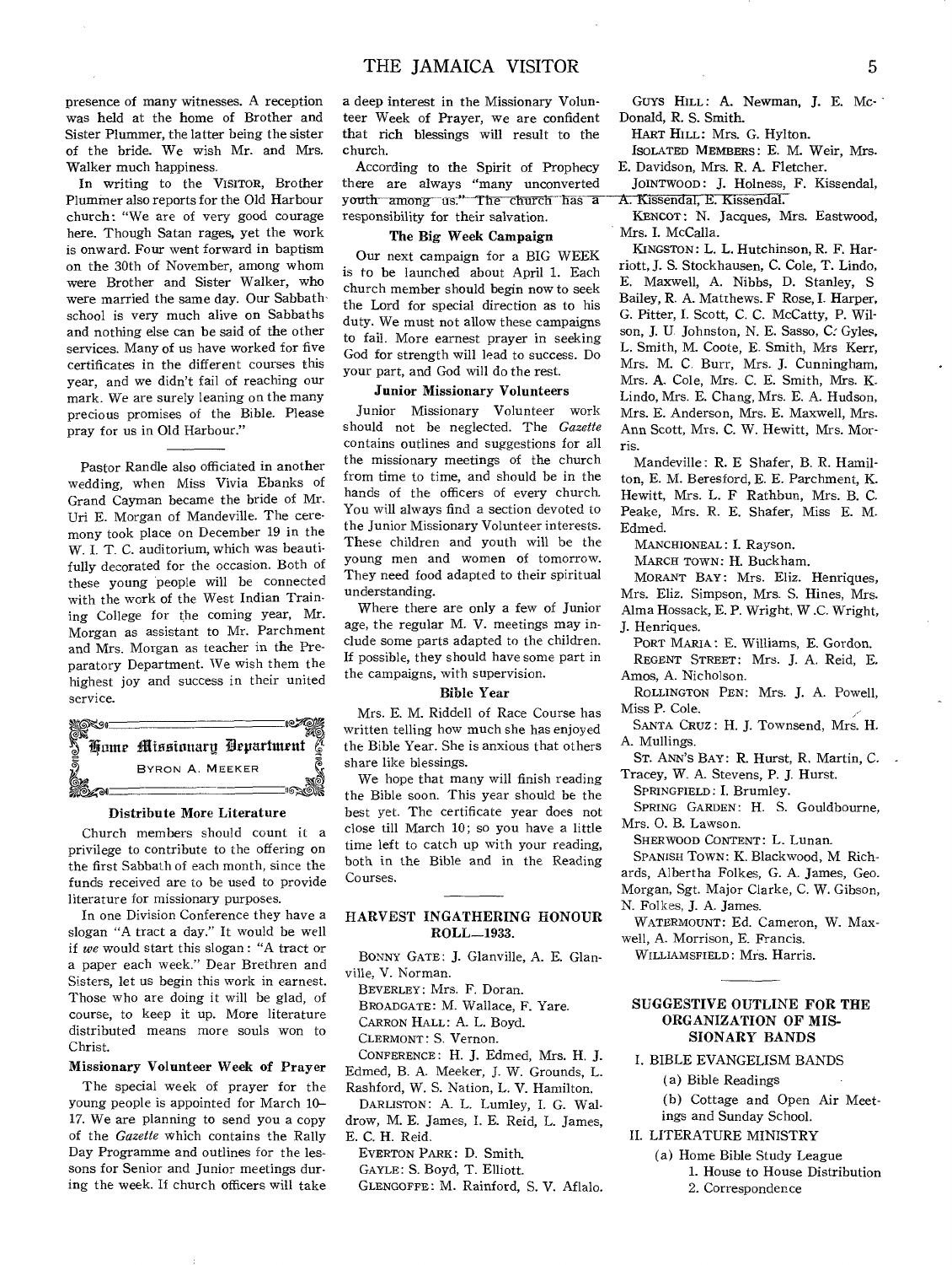presence of many witnesses. A reception was held at the home of Brother and Sister Plummer, the latter being the sister of the bride. We wish Mr. and Mrs. Walker much happiness.

In writing to the VISITOR, Brother Plummer also reports for the Old Harbour church: "We are of very good courage here. Though Satan rages, yet the work is onward. Four went forward in baptism on the 30th of November, among whom were Brother and Sister Walker, who were married the same day. Our Sabbath school is very much alive on Sabbaths and nothing else can be said of the other services. Many of us have worked for five certificates in the different courses this year, and we didn't fail of reaching our mark. We are surely leaning on the many precious promises of the Bible. Please pray for us in Old Harbour."

---

Pastor Randle also officiated in another wedding, when Miss Vivia Ebanks of Grand Cayman became the bride of Mr. Uri E. Morgan of Mandeville. The ceremony took place on December 19 in the W. I. T. C. auditorium, which was beautifully decorated for the occasion. Both of these young people will be connected with the work of the West Indian Training College for the coming year, Mr. Morgan as assistant to Mr. Parchment and Mrs. Morgan as teacher in the Preparatory Department. We wish them the highest joy and success in their united service.

## Home Missionary Department

BYRON A. MEEKER

### Distribute More Literature

Church members should count it a privilege to contribute to the offering on the first Sabbath of each month, since the funds received are to be used to provide literature for missionary purposes.

In one Division Conference they have a slogan "A tract a day." It would be well if *we* would start this slogan: "A tract or a paper each week." Dear Brethren and Sisters, let us begin this work in earnest. Those who are doing it will be glad, of course, to keep it up. More literature distributed means more souls won to Christ.

### Missionary Volunteer Week of Prayer

The special week of prayer for the young people is appointed for March 10–17. We are planning to send you a copy of the *Gazette* which contains the Rally Day Programme and outlines for the lessons for Senior and Junior meetings during the week. If church officers will take a deep interest in the Missionary Volunteer Week of Prayer, we are confident that rich blessings will result to the church.

According to the Spirit of Prophecy there are always "many unconverted youth among us." The church has a responsibility for their salvation.

### The Big Week Campaign

Our next campaign for a BIG WEEK is to be launched about April 1. Each church member should begin now to seek the Lord for special direction as to his duty. We must not allow these campaigns to fail. More earnest prayer in seeking God for strength will lead to success. Do your part, and God will do the rest.

### Junior Missionary Volunteers

Junior Missionary Volunteer work should not be neglected. The *Gazette* contains outlines and suggestions for all the missionary meetings of the church from time to time, and should be in the hands of the officers of every church. You will always find a section devoted to the Junior Missionary Volunteer interests. These children and youth will be the young men and women of tomorrow. They need food adapted to their spiritual understanding.

Where there are only a few of Junior age, the regular M. V. meetings may include some parts adapted to the children. If possible, they should have some part in the campaigns, with supervision.

### Bible Year

Mrs. E. M. Riddell of Race Course has written telling how much she has enjoyed the Bible Year. She is anxious that others share like blessings.

We hope that many will finish reading the Bible soon. This year should be the best yet. The certificate year does not close till March 10; so you have a little time left to catch up with your reading, both in the Bible and in the Reading Courses.

---

## HARVEST INGATHERING HONOUR ROLL—1933.

BONNY GATE: J. Glanville, A. E. Glanville, V. Norman.

BEVERLEY: Mrs. F. Doran.

BROADGATE: M. Wallace, F. Yare.

CARRON HALL: A. L. Boyd.

CLERMONT: S. Vernon.

CONFERENCE: H. J. Edmed, Mrs. H. J. Edmed, B. A. Meeker, J. W. Grounds, L. Rashford, W. S. Nation, L. V. Hamilton.

DARLISTON: A. L. Lumley, I. G. Waldrow, M. E. James, I. E. Reid, L. James, E. C. H. Reid.

EVERTON PARK: D. Smith.

GAYLE: S. Boyd, T. Elliott.

GLENGOFFE: M. Rainford, S. V. Aflalo.

GUYS HILL: A. Newman, J. E. McDonald, R. S. Smith.

HART HILL: Mrs. G. Hylton.

ISOLATED MEMBERS: E. M. Weir, Mrs. E. Davidson, Mrs. R. A. Fletcher.

JOINTWOOD: J. Holness, F. Kissendal, A. Kissendal, E. Kissendal.

KENCOT: N. Jacques, Mrs. Eastwood, Mrs. I. McCalla.

KINGSTON: L. L. Hutchinson, R. F. Harriott, J. S. Stockhausen, C. Cole, T. Lindo, E. Maxwell, A. Nibbs, D. Stanley, S Bailey, R. A. Matthews. F Rose, I. Harper, G. Pitter, I. Scott, C. C. McCatty, P. Wilson, J. U. Johnston, N. E. Sasso, C. Gyles, L. Smith, M. Coote, E. Smith, Mrs Kerr, Mrs. M. C. Burr, Mrs. J. Cunningham, Mrs. A. Cole, Mrs. C. E. Smith, Mrs. K. Lindo, Mrs. E. Chang, Mrs. E. A. Hudson, Mrs. E. Anderson, Mrs. E. Maxwell, Mrs. Ann Scott, Mrs. C. W. Hewitt, Mrs. Morris.

Mandeville: R. E Shafer, B. R. Hamilton, E. M. Beresford, E. E. Parchment, K. Hewitt, Mrs. L. F Rathbun, Mrs. B. C. Peake, Mrs. R. E. Shafer, Miss E. M. Edmed.

MANCHIONEAL: I. Rayson.

MARCH TOWN: H. Buckham.

MORANT BAY: Mrs. Eliz. Henriques, Mrs. Eliz. Simpson, Mrs. S. Hines, Mrs. Alma Hossack, E. P. Wright, W .C. Wright, J. Henriques.

PORT MARIA: E. Williams, E. Gordon.

REGENT STREET: Mrs. J. A. Reid, E. Amos, A. Nicholson.

ROLLINGTON PEN: Mrs. J. A. Powell, Miss P. Cole.

SANTA CRUZ: H. J. Townsend, Mrs. H. A. Mullings.

ST. ANN'S BAY: R. Hurst, R. Martin, C. Tracey, W. A. Stevens, P. J. Hurst.

SPRINGFIELD: I. Brumley.

SPRING GARDEN: H. S. Gouldbourne, Mrs. O. B. Lawson.

SHERWOOD CONTENT: L. Lunan.

SPANISH TOWN: K. Blackwood, M. Richards, Albertha Folkes, G. A. James, Geo. Morgan, Sgt. Major Clarke, C. W. Gibson, N. Folkes, J. A. James.

WATERMOUNT: Ed. Cameron, W. Maxwell, A. Morrison, E. Francis.

WILLIAMSFIELD: Mrs. Harris.

---

## SUGGESTIVE OUTLINE FOR THE ORGANIZATION OF MISSIONARY BANDS

I. BIBLE EVANGELISM BANDS
- (a) Bible Readings
- (b) Cottage and Open Air Meetings and Sunday School.

II. LITERATURE MINISTRY
- (a) Home Bible Study League
  1. House to House Distribution
  2. Correspondence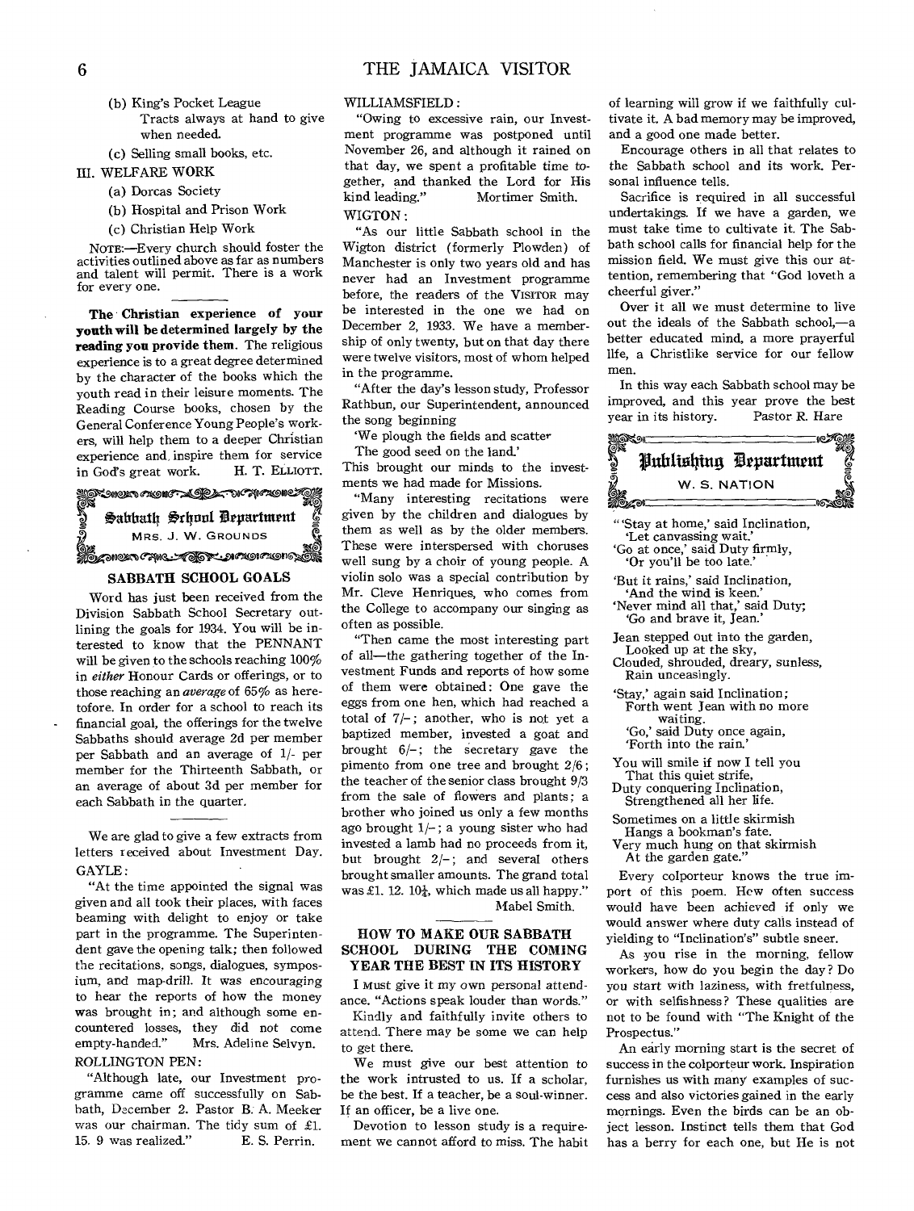(b) King's Pocket League
Tracts always at hand to give when needed.

(c) Selling small books, etc.

III. WELFARE WORK

(a) Dorcas Society

(b) Hospital and Prison Work

(c) Christian Help Work

NOTE:—Every church should foster the activities outlined above as far as numbers and talent will permit. There is a work for every one.

**The Christian experience of your youth will be determined largely by the reading you provide them.** The religious experience is to a great degree determined by the character of the books which the youth read in their leisure moments. The Reading Course books, chosen by the General Conference Young People's workers, will help them to a deeper Christian experience and inspire them for service in God's great work. H. T. ELLIOTT.

## Sabbath School Department
MRS. J. W. GROUNDS

### SABBATH SCHOOL GOALS

Word has just been received from the Division Sabbath School Secretary outlining the goals for 1934. You will be interested to know that the PENNANT will be given to the schools reaching 100% in *either* Honour Cards or offerings, or to those reaching an *average* of 65% as heretofore. In order for a school to reach its financial goal, the offerings for the twelve Sabbaths should average 2d per member per Sabbath and an average of 1/- per member for the Thirteenth Sabbath, or an average of about 3d per member for each Sabbath in the quarter.

We are glad to give a few extracts from letters received about Investment Day.

GAYLE:

"At the time appointed the signal was given and all took their places, with faces beaming with delight to enjoy or take part in the programme. The Superintendent gave the opening talk; then followed the recitations, songs, dialogues, symposium, and map-drill. It was encouraging to hear the reports of how the money was brought in; and although some encountered losses, they did not come empty-handed." Mrs. Adeline Selvyn.

ROLLINGTON PEN:

"Although late, our Investment programme came off successfully on Sabbath, December 2. Pastor B. A. Meeker was our chairman. The tidy sum of £1. 15. 9 was realized." E. S. Perrin.

WILLIAMSFIELD:

"Owing to excessive rain, our Investment programme was postponed until November 26, and although it rained on that day, we spent a profitable time together, and thanked the Lord for His kind leading." Mortimer Smith.

WIGTON:

"As our little Sabbath school in the Wigton district (formerly Plowden) of Manchester is only two years old and has never had an Investment programme before, the readers of the VISITOR may be interested in the one we had on December 2, 1933. We have a membership of only twenty, but on that day there were twelve visitors, most of whom helped in the programme.

"After the day's lesson study, Professor Rathbun, our Superintendent, announced the song beginning

'We plough the fields and scatter
The good seed on the land.'

This brought our minds to the investments we had made for Missions.

"Many interesting recitations were given by the children and dialogues by them as well as by the older members. These were interspersed with choruses well sung by a choir of young people. A violin solo was a special contribution by Mr. Cleve Henriques, who comes from the College to accompany our singing as often as possible.

"Then came the most interesting part of all—the gathering together of the Investment Funds and reports of how some of them were obtained: One gave the eggs from one hen, which had reached a total of 7/-; another, who is not yet a baptized member, invested a goat and brought 6/-; the secretary gave the pimento from one tree and brought 2/6; the teacher of the senior class brought 9/3 from the sale of flowers and plants; a brother who joined us only a few months ago brought 1/-; a young sister who had invested a lamb had no proceeds from it, but brought 2/-; and several others brought smaller amounts. The grand total was £1. 12. 10½, which made us all happy." Mabel Smith.

### HOW TO MAKE OUR SABBATH SCHOOL DURING THE COMING YEAR THE BEST IN ITS HISTORY

I must give it my own personal attendance. "Actions speak louder than words."

Kindly and faithfully invite others to attend. There may be some we can help to get there.

We must give our best attention to the work intrusted to us. If a scholar, be the best. If a teacher, be a soul-winner. If an officer, be a live one.

Devotion to lesson study is a requirement we cannot afford to miss. The habit of learning will grow if we faithfully cultivate it. A bad memory may be improved, and a good one made better.

Encourage others in all that relates to the Sabbath school and its work. Personal influence tells.

Sacrifice is required in all successful undertakings. If we have a garden, we must take time to cultivate it. The Sabbath school calls for financial help for the mission field. We must give this our attention, remembering that "God loveth a cheerful giver."

Over it all we must determine to live out the ideals of the Sabbath school,—a better educated mind, a more prayerful life, a Christlike service for our fellow men.

In this way each Sabbath school may be improved, and this year prove the best year in its history. Pastor R. Hare

## Publishing Department
W. S. NATION

"'Stay at home,' said Inclination,
'Let canvassing wait.'
'Go at once,' said Duty firmly,
'Or you'll be too late.'

'But it rains,' said Inclination,
'And the wind is keen.'
'Never mind all that,' said Duty;
'Go and brave it, Jean.'

Jean stepped out into the garden,
Looked up at the sky,
Clouded, shrouded, dreary, sunless,
Rain unceasingly.

'Stay,' again said Inclination;
Forth went Jean with no more waiting.
'Go,' said Duty once again,
'Forth into the rain.'

You will smile if now I tell you
That this quiet strife,
Duty conquering Inclination,
Strengthened all her life.

Sometimes on a little skirmish
Hangs a bookman's fate.
Very much hung on that skirmish
At the garden gate."

Every colporteur knows the true import of this poem. How often success would have been achieved if only we would answer where duty calls instead of yielding to "Inclination's" subtle sneer.

As you rise in the morning, fellow workers, how do you begin the day? Do you start with laziness, with fretfulness, or with selfishness? These qualities are not to be found with "The Knight of the Prospectus."

An early morning start is the secret of success in the colporteur work. Inspiration furnishes us with many examples of success and also victories gained in the early mornings. Even the birds can be an object lesson. Instinct tells them that God has a berry for each one, but He is not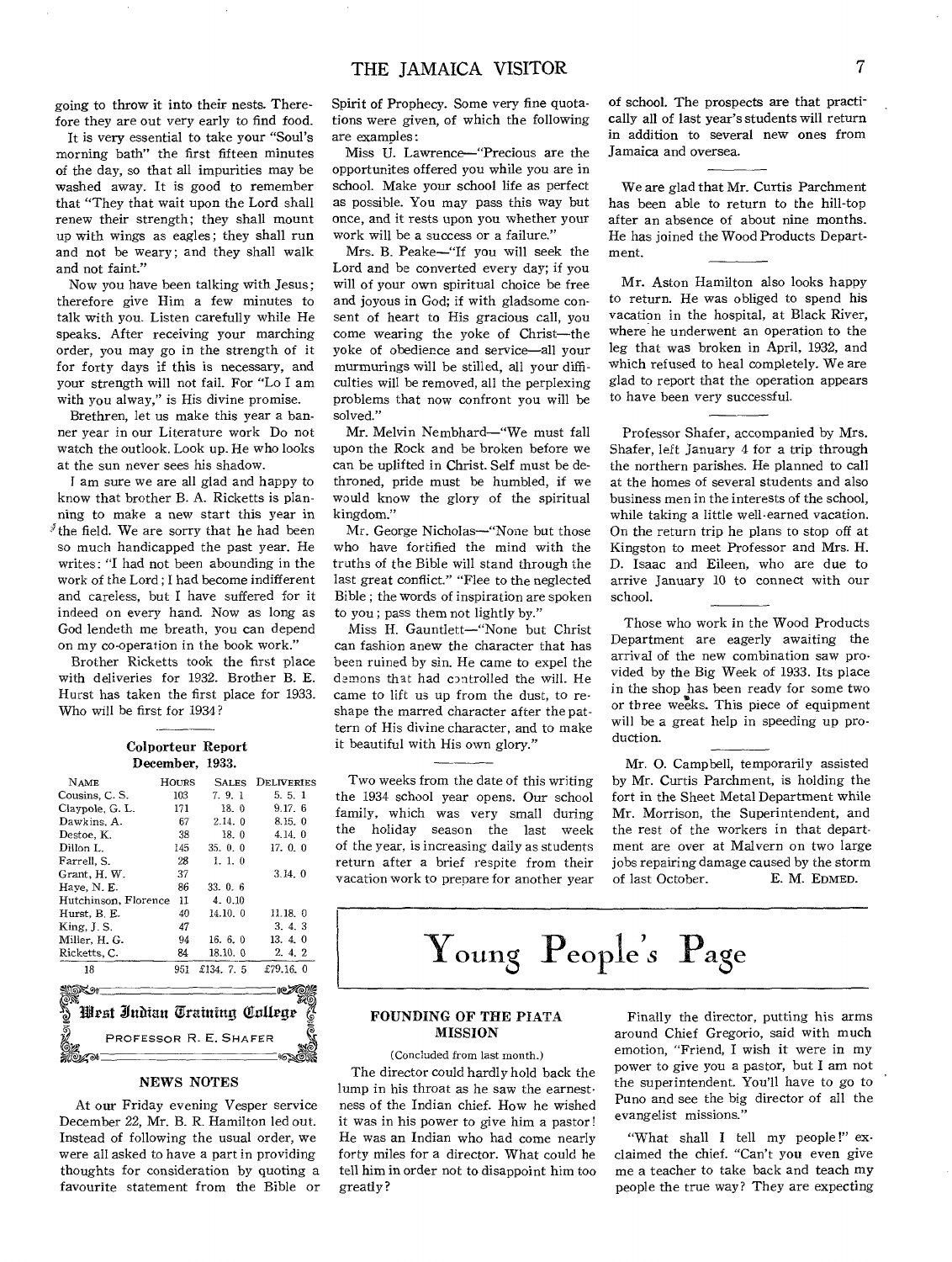going to throw it into their nests. Therefore they are out very early to find food.

It is very essential to take your "Soul's morning bath" the first fifteen minutes of the day, so that all impurities may be washed away. It is good to remember that "They that wait upon the Lord shall renew their strength; they shall mount up with wings as eagles; they shall run and not be weary; and they shall walk and not faint."

Now you have been talking with Jesus; therefore give Him a few minutes to talk with you. Listen carefully while He speaks. After receiving your marching order, you may go in the strength of it for forty days if this is necessary, and your strength will not fail. For "Lo I am with you alway," is His divine promise.

Brethren, let us make this year a banner year in our Literature work Do not watch the outlook. Look up. He who looks at the sun never sees his shadow.

I am sure we are all glad and happy to know that brother B. A. Ricketts is planning to make a new start this year in the field. We are sorry that he had been so much handicapped the past year. He writes: "I had not been abounding in the work of the Lord; I had become indifferent and careless, but I have suffered for it indeed on every hand. Now as long as God lendeth me breath, you can depend on my co-operation in the book work."

Brother Ricketts took the first place with deliveries for 1932. Brother B. E. Hurst has taken the first place for 1933. Who will be first for 1934?

### Colporteur Report
### December, 1933.

| NAME | HOURS | SALES | DELIVERIES |
|---|---|---|---|
| Cousins, C. S. | 103 | 7. 9. 1 | 5. 5. 1 |
| Claypole, G. L. | 171 | 18. 0 | 9.17. 6 |
| Dawkins, A. | 67 | 2.14. 0 | 8.15. 0 |
| Destoe, K. | 38 | 18. 0 | 4.14. 0 |
| Dillon L. | 145 | 35. 0. 0 | 17. 0. 0 |
| Farrell, S. | 28 | 1. 1. 0 | |
| Grant, H. W. | 37 | | 3.14. 0 |
| Haye, N. E. | 86 | 33. 0. 6 | |
| Hutchinson, Florence | 11 | 4. 0.10 | |
| Hurst, B. E. | 40 | 14.10. 0 | 11.18. 0 |
| King, J. S. | 47 | | 3. 4. 3 |
| Miller, H. G. | 94 | 16. 6. 0 | 13. 4. 0 |
| Ricketts, C. | 84 | 18.10. 0 | 2. 4. 2 |
| 18 | 951 | £134. 7. 5 | £79.16. 0 |

## West Indian Training College
PROFESSOR R. E. SHAFER

### NEWS NOTES

At our Friday evening Vesper service December 22, Mr. B. R. Hamilton led out. Instead of following the usual order, we were all asked to have a part in providing thoughts for consideration by quoting a favourite statement from the Bible or Spirit of Prophecy. Some very fine quotations were given, of which the following are examples:

Miss U. Lawrence—"Precious are the opportunites offered you while you are in school. Make your school life as perfect as possible. You may pass this way but once, and it rests upon you whether your work will be a success or a failure."

Mrs. B. Peake—"If you will seek the Lord and be converted every day; if you will of your own spiritual choice be free and joyous in God; if with gladsome consent of heart to His gracious call, you come wearing the yoke of Christ—the yoke of obedience and service—all your murmurings will be stilled, all your difficulties will be removed, all the perplexing problems that now confront you will be solved."

Mr. Melvin Nembhard—"We must fall upon the Rock and be broken before we can be uplifted in Christ. Self must be dethroned, pride must be humbled, if we would know the glory of the spiritual kingdom."

Mr. George Nicholas—"None but those who have fortified the mind with the truths of the Bible will stand through the last great conflict." "Flee to the neglected Bible; the words of inspiration are spoken to you; pass them not lightly by."

Miss H. Gauntlett—"None but Christ can fashion anew the character that has been ruined by sin. He came to expel the demons that had controlled the will. He came to lift us up from the dust, to reshape the marred character after the pattern of His divine character, and to make it beautiful with His own glory."

Two weeks from the date of this writing the 1934 school year opens. Our school family, which was very small during the holiday season the last week of the year, is increasing daily as students return after a brief respite from their vacation work to prepare for another year of school. The prospects are that practically all of last year's students will return in addition to several new ones from Jamaica and oversea.

We are glad that Mr. Curtis Parchment has been able to return to the hill-top after an absence of about nine months. He has joined the Wood Products Department.

Mr. Aston Hamilton also looks happy to return. He was obliged to spend his vacation in the hospital, at Black River, where he underwent an operation to the leg that was broken in April, 1932, and which refused to heal completely. We are glad to report that the operation appears to have been very successful.

Professor Shafer, accompanied by Mrs. Shafer, left January 4 for a trip through the northern parishes. He planned to call at the homes of several students and also business men in the interests of the school, while taking a little well-earned vacation. On the return trip he plans to stop off at Kingston to meet Professor and Mrs. H. D. Isaac and Eileen, who are due to arrive January 10 to connect with our school.

Those who work in the Wood Products Department are eagerly awaiting the arrival of the new combination saw provided by the Big Week of 1933. Its place in the shop has been ready for some two or three weeks. This piece of equipment will be a great help in speeding up production.

Mr. O. Campbell, temporarily assisted by Mr. Curtis Parchment, is holding the fort in the Sheet Metal Department while Mr. Morrison, the Superintendent, and the rest of the workers in that department are over at Malvern on two large jobs repairing damage caused by the storm of last October.

E. M. EDMED.

# Young People's Page

### FOUNDING OF THE PIATA MISSION

(Concluded from last month.)

The director could hardly hold back the lump in his throat as he saw the earnestness of the Indian chief. How he wished it was in his power to give him a pastor! He was an Indian who had come nearly forty miles for a director. What could he tell him in order not to disappoint him too greatly?

Finally the director, putting his arms around Chief Gregorio, said with much emotion, "Friend, I wish it were in my power to give you a pastor, but I am not the superintendent. You'll have to go to Puno and see the big director of all the evangelist missions."

"What shall I tell my people!" exclaimed the chief. "Can't you even give me a teacher to take back and teach my people the true way? They are expecting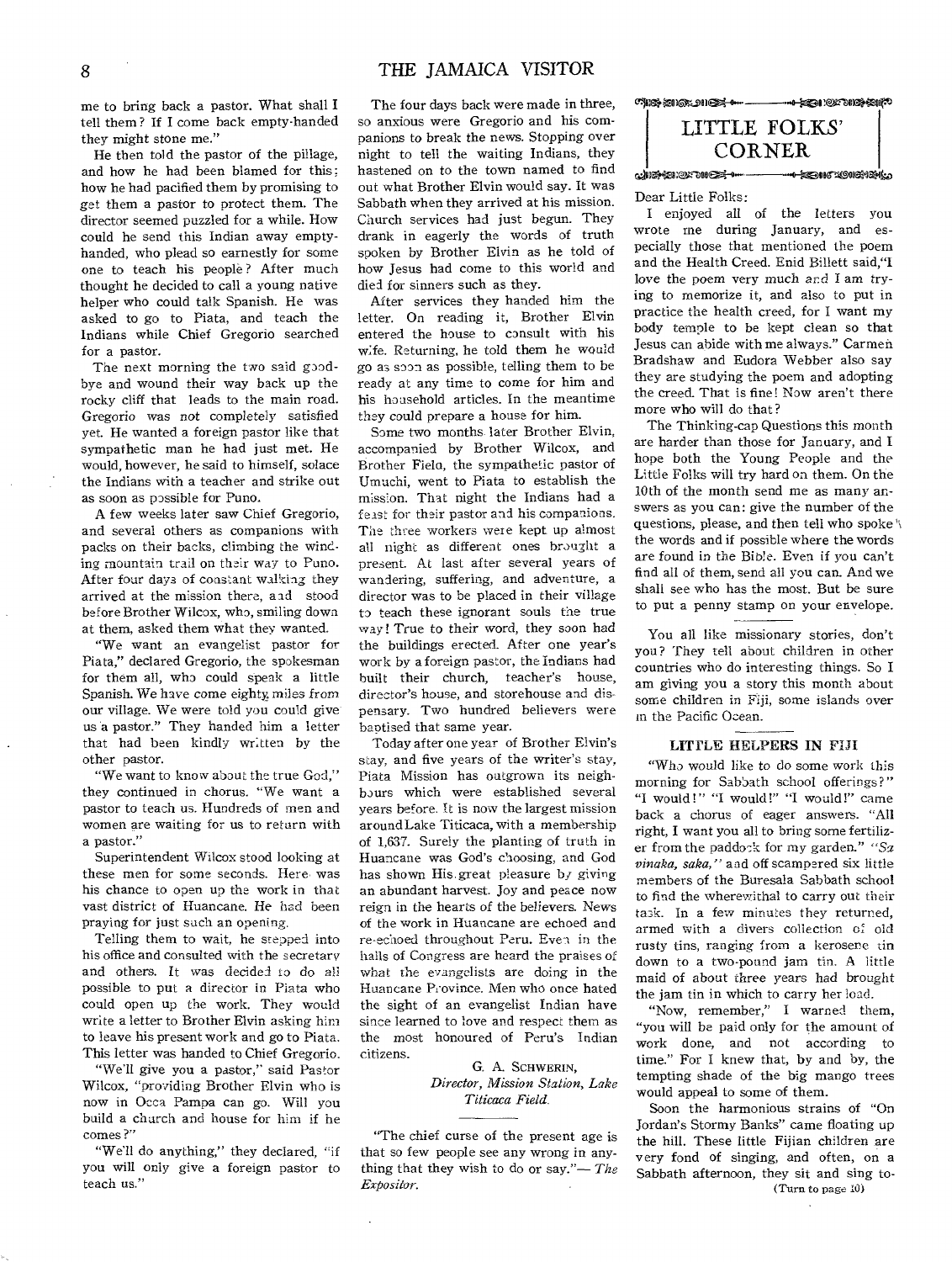me to bring back a pastor. What shall I tell them? If I come back empty-handed they might stone me."

He then told the pastor of the pillage, and how he had been blamed for this; how he had pacified them by promising to get them a pastor to protect them. The director seemed puzzled for a while. How could he send this Indian away empty-handed, who plead so earnestly for some one to teach his people? After much thought he decided to call a young native helper who could talk Spanish. He was asked to go to Piata, and teach the Indians while Chief Gregorio searched for a pastor.

The next morning the two said good-bye and wound their way back up the rocky cliff that leads to the main road. Gregorio was not completely satisfied yet. He wanted a foreign pastor like that sympathetic man he had just met. He would, however, he said to himself, solace the Indians with a teacher and strike out as soon as possible for Puno.

A few weeks later saw Chief Gregorio, and several others as companions with packs on their backs, climbing the winding mountain trail on their way to Puno. After four days of constant walking they arrived at the mission there, and stood before Brother Wilcox, who, smiling down at them, asked them what they wanted.

"We want an evangelist pastor for Piata," declared Gregorio, the spokesman for them all, who could speak a little Spanish. We have come eighty miles from our village. We were told you could give us a pastor." They handed him a letter that had been kindly written by the other pastor.

"We want to know about the true God," they continued in chorus. "We want a pastor to teach us. Hundreds of men and women are waiting for us to return with a pastor."

Superintendent Wilcox stood looking at these men for some seconds. Here was his chance to open up the work in that vast district of Huancane. He had been praying for just such an opening.

Telling them to wait, he stepped into his office and consulted with the secretary and others. It was decided to do all possible to put a director in Piata who could open up the work. They would write a letter to Brother Elvin asking him to leave his present work and go to Piata. This letter was handed to Chief Gregorio.

"We'll give you a pastor," said Pastor Wilcox, "providing Brother Elvin who is now in Occa Pampa can go. Will you build a church and house for him if he comes?"

"We'll do anything," they declared, "if you will only give a foreign pastor to teach us."

The four days back were made in three, so anxious were Gregorio and his companions to break the news. Stopping over night to tell the waiting Indians, they hastened on to the town named to find out what Brother Elvin would say. It was Sabbath when they arrived at his mission. Church services had just begun. They drank in eagerly the words of truth spoken by Brother Elvin as he told of how Jesus had come to this world and died for sinners such as they.

After services they handed him the letter. On reading it, Brother Elvin entered the house to consult with his wife. Returning, he told them he would go as soon as possible, telling them to be ready at any time to come for him and his household articles. In the meantime they could prepare a house for him.

Some two months later Brother Elvin, accompanied by Brother Wilcox, and Brother Field, the sympathetic pastor of Umuchi, went to Piata to establish the mission. That night the Indians had a feast for their pastor and his companions. The three workers were kept up almost all night as different ones brought a present. At last after several years of wandering, suffering, and adventure, a director was to be placed in their village to teach these ignorant souls the true way! True to their word, they soon had the buildings erected. After one year's work by a foreign pastor, the Indians had built their church, teacher's house, director's house, and storehouse and dispensary. Two hundred believers were baptised that same year.

Today after one year of Brother Elvin's stay, and five years of the writer's stay, Piata Mission has outgrown its neighbours which were established several years before. It is now the largest mission around Lake Titicaca, with a membership of 1,637. Surely the planting of truth in Huancane was God's choosing, and God has shown His great pleasure by giving an abundant harvest. Joy and peace now reign in the hearts of the believers. News of the work in Huancane are echoed and re-echoed throughout Peru. Even in the halls of Congress are heard the praises of what the evangelists are doing in the Huancane Province. Men who once hated the sight of an evangelist Indian have since learned to love and respect them as the most honoured of Peru's Indian citizens.

G. A. SCHWERIN,
*Director, Mission Station, Lake Titicaca Field.*

---

"The chief curse of the present age is that so few people see any wrong in anything that they wish to do or say."—*The Expositor.*

## LITTLE FOLKS' CORNER

Dear Little Folks:

I enjoyed all of the letters you wrote me during January, and especially those that mentioned the poem and the Health Creed. Enid Billett said,"I love the poem very much and I am trying to memorize it, and also to put in practice the health creed, for I want my body temple to be kept clean so that Jesus can abide with me always." Carmen Bradshaw and Eudora Webber also say they are studying the poem and adopting the creed. That is fine! Now aren't there more who will do that?

The Thinking-cap Questions this month are harder than those for January, and I hope both the Young People and the Little Folks will try hard on them. On the 10th of the month send me as many answers as you can: give the number of the questions, please, and then tell who spoke the words and if possible where the words are found in the Bible. Even if you can't find all of them, send all you can. And we shall see who has the most. But be sure to put a penny stamp on your envelope.

---

You all like missionary stories, don't you? They tell about children in other countries who do interesting things. So I am giving you a story this month about some children in Fiji, some islands over in the Pacific Ocean.

---

### LITTLE HELPERS IN FIJI

"Who would like to do some work this morning for Sabbath school offerings?" "I would!" "I would!" "I would!" came back a chorus of eager answers. "All right, I want you all to bring some fertilizer from the paddock for my garden." "*Sa vinaka, saka,*" and off scampered six little members of the Buresala Sabbath school to find the wherewithal to carry out their task. In a few minutes they returned, armed with a divers collection of old rusty tins, ranging from a kerosene tin down to a two-pound jam tin. A little maid of about three years had brought the jam tin in which to carry her load.

"Now, remember," I warned them, "you will be paid only for the amount of work done, and not according to time." For I knew that, by and by, the tempting shade of the big mango trees would appeal to some of them.

Soon the harmonious strains of "On Jordan's Stormy Banks" came floating up the hill. These little Fijian children are very fond of singing, and often, on a Sabbath afternoon, they sit and sing to-

(Turn to page 10)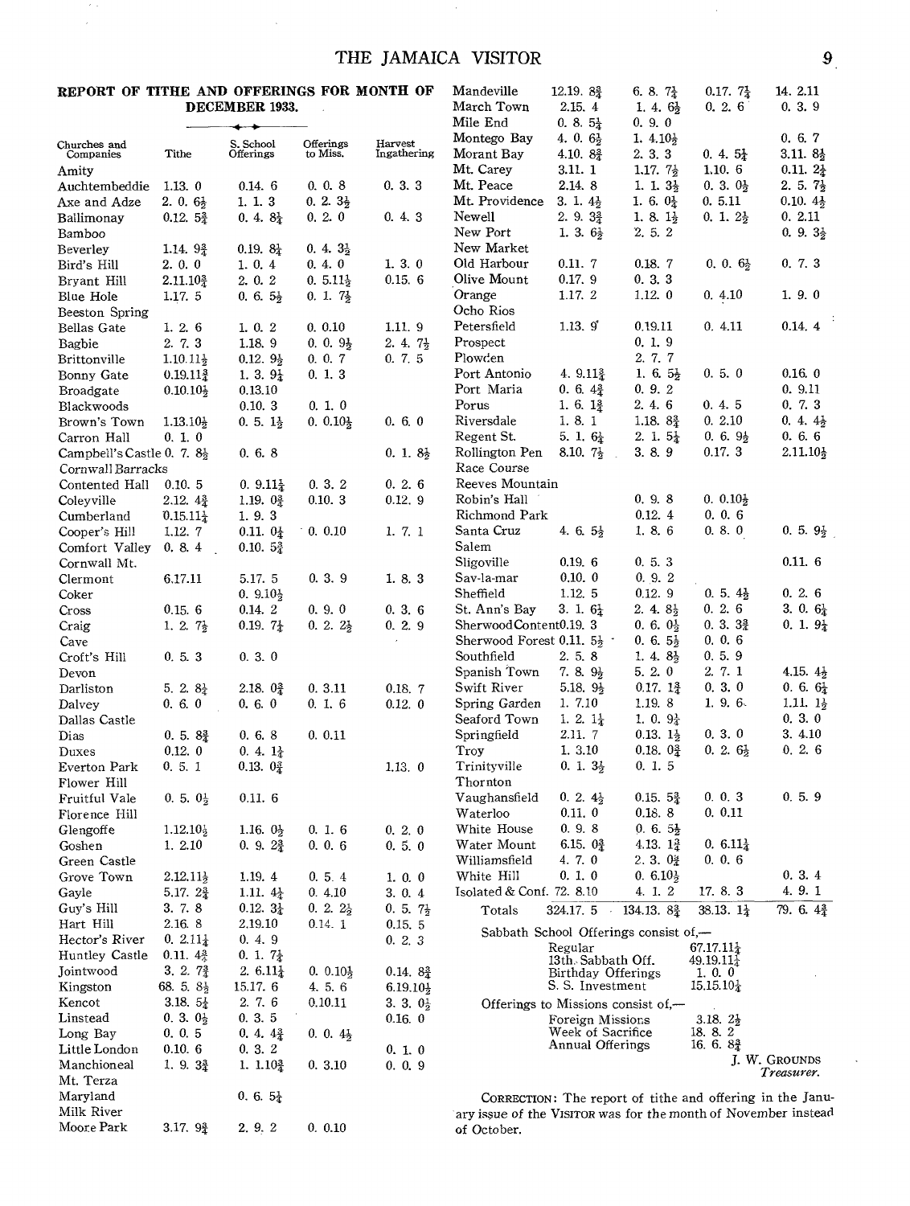## REPORT OF TITHE AND OFFERINGS FOR MONTH OF DECEMBER 1933.

| Churches and Companies | Tithe | S. School Offerings | Offerings to Miss. | Harvest Ingathering |
|---|---|---|---|---|
| Amity | | | | |
| Auchtembeddie | 1.13. 0 | 0.14. 6 | 0. 0. 8 | 0. 3. 3 |
| Axe and Adze | 2. 0. 6½ | 1. 1. 3 | 0. 2. 3½ | |
| Ballimonay | 0.12. 5¾ | 0. 4. 8¼ | 0. 2. 0 | 0. 4. 3 |
| Bamboo | | | | |
| Beverley | 1.14. 9¾ | 0.19. 8¼ | 0. 4. 3½ | |
| Bird's Hill | 2. 0. 0 | 1. 0. 4 | 0. 4. 0 | 1. 3. 0 |
| Bryant Hill | 2.11.10¾ | 2. 0. 2 | 0. 5.11½ | 0.15. 6 |
| Blue Hole | 1.17. 5 | 0. 6. 5½ | 0. 1. 7½ | |
| Beeston Spring | | | | |
| Bellas Gate | 1. 2. 6 | 1. 0. 2 | 0. 0.10 | 1.11. 9 |
| Bagbie | 2. 7. 3 | 1.18. 9 | 0. 0. 9½ | 2. 4. 7½ |
| Brittonville | 1.10.11½ | 0.12. 9½ | 0. 0. 7 | 0. 7. 5 |
| Bonny Gate | 0.19.11¾ | 1. 3. 9¼ | 0. 1. 3 | |
| Broadgate | 0.10.10½ | 0.13.10 | | |
| Blackwoods | | 0.10. 3 | 0. 1. 0 | |
| Brown's Town | 1.13.10½ | 0. 5. 1½ | 0. 0.10½ | 0. 6. 0 |
| Carron Hall | 0. 1. 0 | | | |
| Campbell's Castle | 0. 7. 8½ | 0. 6. 8 | | 0. 1. 8½ |
| Cornwall Barracks | | | | |
| Contented Hall | 0.10. 5 | 0. 9.11¼ | 0. 3. 2 | 0. 2. 6 |
| Coleyville | 2.12. 4¾ | 1.19. 0¾ | 0.10. 3 | 0.12. 9 |
| Cumberland | 0.15.11¼ | 1. 9. 3 | | |
| Cooper's Hill | 1.12. 7 | 0.11. 0¼ | 0. 0.10 | 1. 7. 1 |
| Comfort Valley | 0. 8. 4 | 0.10. 5¾ | | |
| Cornwall Mt. | | | | |
| Clermont | 6.17.11 | 5.17. 5 | 0. 3. 9 | 1. 8. 3 |
| Coker | | 0. 9.10½ | | |
| Cross | 0.15. 6 | 0.14. 2 | 0. 9. 0 | 0. 3. 6 |
| Craig | 1. 2. 7½ | 0.19. 7¼ | 0. 2. 2½ | 0. 2. 9 |
| Cave | | | | |
| Croft's Hill | 0. 5. 3 | 0. 3. 0 | | |
| Devon | | | | |
| Darliston | 5. 2. 8¼ | 2.18. 0¾ | 0. 3.11 | 0.18. 7 |
| Dalvey | 0. 6. 0 | 0. 6. 0 | 0. 1. 6 | 0.12. 0 |
| Dallas Castle | | | | |
| Dias | 0. 5. 8¾ | 0. 6. 8 | 0. 0.11 | |
| Duxes | 0.12. 0 | 0. 4. 1¼ | | |
| Everton Park | 0. 5. 1 | 0.13. 0¾ | | 1.13. 0 |
| Flower Hill | | | | |
| Fruitful Vale | 0. 5. 0½ | 0.11. 6 | | |
| Florence Hill | | | | |
| Glengoffe | 1.12.10½ | 1.16. 0½ | 0. 1. 6 | 0. 2. 0 |
| Goshen | 1. 2.10 | 0. 9. 2¾ | 0. 0. 6 | 0. 5. 0 |
| Green Castle | | | | |
| Grove Town | 2.12.11½ | 1.19. 4 | 0. 5. 4 | 1. 0. 0 |
| Gayle | 5.17. 2¾ | 1.11. 4½ | 0. 4.10 | 3. 0. 4 |
| Guy's Hill | 3. 7. 8 | 0.12. 3¼ | 0. 2. 2½ | 0. 5. 7½ |
| Hart Hill | 2.16. 8 | 2.19.10 | 0.14. 1 | 0.15. 5 |
| Hector's River | 0. 2.11¼ | 0. 4. 9 | | 0. 2. 3 |
| Huntley Castle | 0.11. 4¾ | 0. 1. 7¼ | | |
| Jointwood | 3. 2. 7¾ | 2. 6.11¼ | 0. 0.10½ | 0.14. 8¾ |
| Kingston | 68. 5. 8½ | 15.17. 6 | 4. 5. 6 | 6.19.10½ |
| Kencot | 3.18. 5¼ | 2. 7. 6 | 0.10.11 | 3. 3. 0½ |
| Linstead | 0. 3. 0½ | 0. 3. 5 | | 0.16. 0 |
| Long Bay | 0. 0. 5 | 0. 4. 4¾ | 0. 0. 4½ | |
| Little London | 0.10. 6 | 0. 3. 2 | | 0. 1. 0 |
| Manchioneal | 1. 9. 3¾ | 1. 1.10¾ | 0. 3.10 | 0. 0. 9 |
| Mt. Terza | | | | |
| Maryland | | 0. 6. 5¼ | | |
| Milk River | | | | |
| Moore Park | 3.17. 9¾ | 2. 9. 2 | 0. 0.10 | |
| Mandeville | 12.19. 8¾ | 6. 8. 7¼ | 0.17. 7¼ | 14. 2.11 |
| March Town | 2.15. 4 | 1. 4. 6½ | 0. 2. 6 | 0. 3. 9 |
| Mile End | 0. 8. 5¼ | 0. 9. 0 | | |
| Montego Bay | 4. 0. 6½ | 1. 4.10½ | | 0. 6. 7 |
| Morant Bay | 4.10. 8¾ | 2. 3. 3 | 0. 4. 5¼ | 3.11. 8½ |
| Mt. Carey | 3.11. 1 | 1.17. 7½ | 1.10. 6 | 0.11. 2¼ |
| Mt. Peace | 2.14. 8 | 1. 1. 3½ | 0. 3. 0½ | 2. 5. 7½ |
| Mt. Providence | 3. 1. 4½ | 1. 6. 0¼ | 0. 5.11 | 0.10. 4½ |
| Newell | 2. 9. 3¾ | 1. 8. 1½ | 0. 1. 2½ | 0. 2.11 |
| New Port | 1. 3. 6½ | 2. 5. 2 | | 0. 9. 3½ |
| New Market | | | | |
| Old Harbour | 0.11. 7 | 0.18. 7 | 0. 0. 6½ | 0. 7. 3 |
| Olive Mount | 0.17. 9 | 0. 3. 3 | | |
| Orange | 1.17. 2 | 1.12. 0 | 0. 4.10 | 1. 9. 0 |
| Ocho Rios | | | | |
| Petersfield | 1.13. 9 | 0.19.11 | 0. 4.11 | 0.14. 4 |
| Prospect | | 0. 1. 9 | | |
| Plowden | | 2. 7. 7 | | |
| Port Antonio | 4. 9.11¾ | 1. 6. 5½ | 0. 5. 0 | 0.16. 0 |
| Port Maria | 0. 6. 4¾ | 0. 9. 2 | | 0. 9.11 |
| Porus | 1. 6. 1¾ | 2. 4. 6 | 0. 4. 5 | 0. 7. 3 |
| Riversdale | 1. 8. 1 | 1.18. 8¾ | 0. 2.10 | 0. 4. 4½ |
| Regent St. | 5. 1. 6¼ | 2. 1. 5¼ | 0. 6. 9½ | 0. 6. 6 |
| Rollington Pen | 8.10. 7½ | 3. 8. 9 | 0.17. 3 | 2.11.10½ |
| Race Course | | | | |
| Reeves Mountain | | | | |
| Robin's Hall | | 0. 9. 8 | 0. 0.10½ | |
| Richmond Park | | 0.12. 4 | 0. 0. 6 | |
| Santa Cruz | 4. 6. 5½ | 1. 8. 6 | 0. 8. 0 | 0. 5. 9½ |
| Salem | | | | |
| Sligoville | 0.19. 6 | 0. 5. 3 | | 0.11. 6 |
| Sav-la-mar | 0.10. 0 | 0. 9. 2 | | |
| Sheffield | 1.12. 5 | 0.12. 9 | 0. 5. 4½ | 0. 2. 6 |
| St. Ann's Bay | 3. 1. 6¼ | 2. 4. 8½ | 0. 2. 6 | 3. 0. 6¼ |
| Sherwood Content | 0.19. 3 | 0. 6. 0½ | 0. 3. 3¾ | 0. 1. 9¼ |
| Sherwood Forest | 0.11. 5½ | 0. 6. 5½ | 0. 0. 6 | |
| Southfield | 2. 5. 8 | 1. 4. 8½ | 0. 5. 9 | |
| Spanish Town | 7. 8. 9½ | 5. 2. 0 | 2. 7. 1 | 4.15. 4½ |
| Swift River | 5.18. 9½ | 0.17. 1¾ | 0. 3. 0 | 0. 6. 6¼ |
| Spring Garden | 1. 7.10 | 1.19. 8 | 1. 9. 6 | 1.11. 1½ |
| Seaford Town | 1. 2. 1¼ | 1. 0. 9¼ | | 0. 3. 0 |
| Springfield | 2.11. 7 | 0.13. 1½ | 0. 3. 0 | 3. 4.10 |
| Troy | 1. 3.10 | 0.18. 0¾ | 0. 2. 6½ | 0. 2. 6 |
| Trinityville | 0. 1. 3½ | 0. 1. 5 | | |
| Thornton | | | | |
| Vaughansfield | 0. 2. 4½ | 0.15. 5¾ | 0. 0. 3 | 0. 5. 9 |
| Waterloo | 0.11. 0 | 0.18. 8 | 0. 0.11 | |
| White House | 0. 9. 8 | 0. 6. 5½ | | |
| Water Mount | 6.15. 0¾ | 4.13. 1¾ | 0. 6.11¼ | |
| Williamsfield | 4. 7. 0 | 2. 3. 0¼ | 0. 0. 6 | |
| White Hill | 0. 1. 0 | 0. 6.10½ | | 0. 3. 4 |
| Isolated & Conf. | 72. 8.10 | 4. 1. 2 | 17. 8. 3 | 4. 9. 1 |
| Totals | 324.17. 5 | 134.13. 8¾ | 38.13. 1¼ | 79. 6. 4¾ |

Sabbath School Offerings consist of,—

| | |
|---|---|
| Regular | 67.17.11¼ |
| 13th Sabbath Off. | 49.19.11¼ |
| Birthday Offerings | 1. 0. 0 |
| S. S. Investment | 15.15.10¼ |

Offerings to Missions consist of,—

| | |
|---|---|
| Foreign Missions | 3.18. 2½ |
| Week of Sacrifice | 18. 8. 2 |
| Annual Offerings | 16. 6. 8¾ |

J. W. GROUNDS
*Treasurer.*

CORRECTION: The report of tithe and offering in the January issue of the VISITOR was for the month of November instead of October.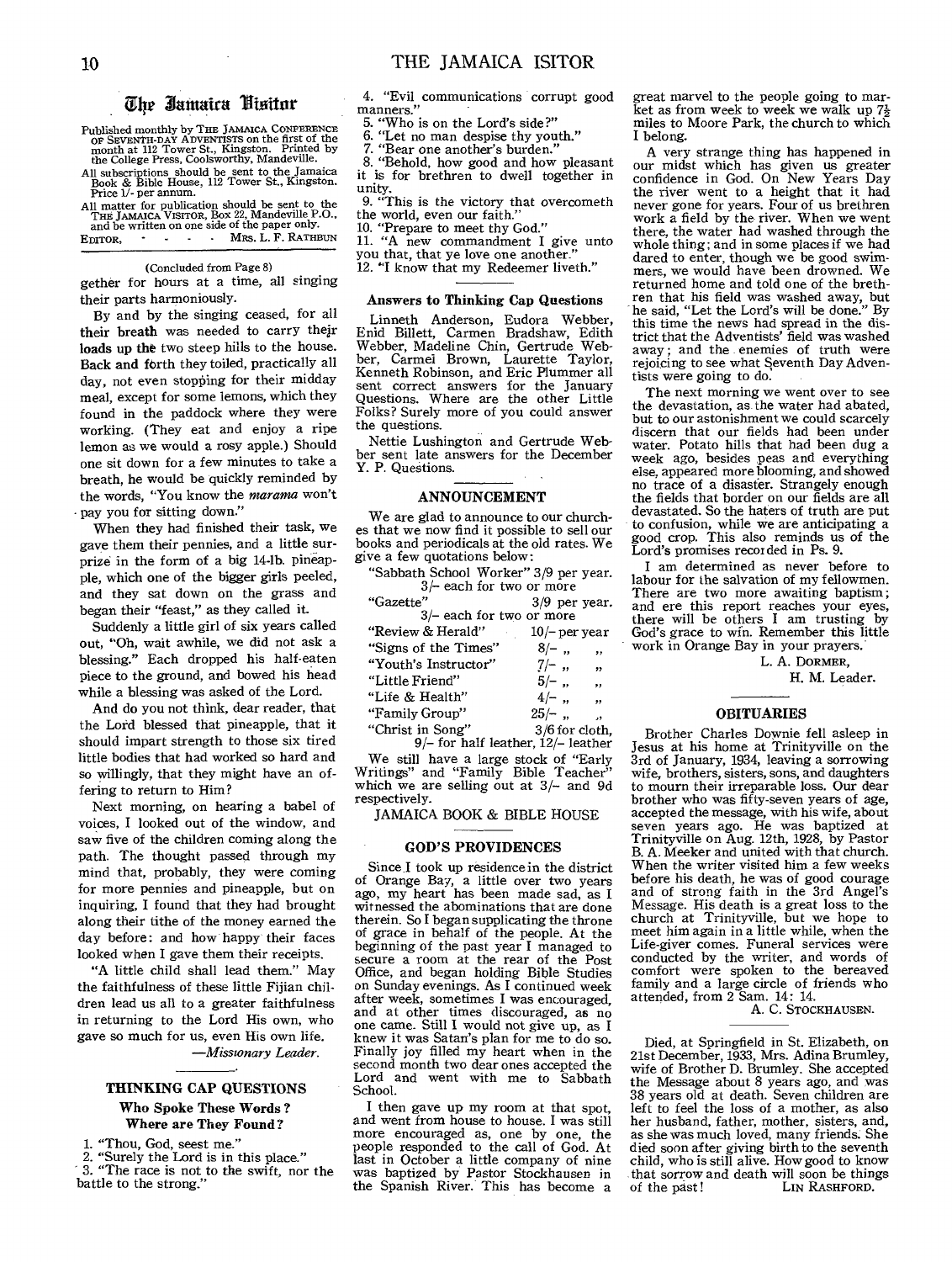# The Jamaica Visitor

Published monthly by THE JAMAICA CONFERENCE OF SEVENTH-DAY ADVENTISTS on the first of the month at 112 Tower St., Kingston. Printed by the College Press, Coolsworthy, Mandeville.

All subscriptions should be sent to the Jamaica Book & Bible House, 112 Tower St., Kingston. Price 1/- per annum.

All matter for publication should be sent to the THE JAMAICA VISITOR, Box 22, Mandeville P.O., and be written on one side of the paper only.

EDITOR, - - - - MRS. L. F. RATHBUN

(Concluded from Page 8)

gether for hours at a time, all singing their parts harmoniously.

By and by the singing ceased, for all their breath was needed to carry their loads up the two steep hills to the house. Back and forth they toiled, practically all day, not even stopping for their midday meal, except for some lemons, which they found in the paddock where they were working. (They eat and enjoy a ripe lemon as we would a rosy apple.) Should one sit down for a few minutes to take a breath, he would be quickly reminded by the words, "You know the *marama* won't pay you for sitting down."

When they had finished their task, we gave them their pennies, and a little surprize in the form of a big 14-lb. pineapple, which one of the bigger girls peeled, and they sat down on the grass and began their "feast," as they called it.

Suddenly a little girl of six years called out, "Oh, wait awhile, we did not ask a blessing." Each dropped his half-eaten piece to the ground, and bowed his head while a blessing was asked of the Lord.

And do you not think, dear reader, that the Lord blessed that pineapple, that it should impart strength to those six tired little bodies that had worked so hard and so willingly, that they might have an offering to return to Him?

Next morning, on hearing a babel of voices, I looked out of the window, and saw five of the children coming along the path. The thought passed through my mind that, probably, they were coming for more pennies and pineapple, but on inquiring, I found that they had brought along their tithe of the money earned the day before: and how happy their faces looked when I gave them their receipts.

"A little child shall lead them." May the faithfulness of these little Fijian children lead us all to a greater faithfulness in returning to the Lord His own, who gave so much for us, even His own life.

—*Missionary Leader.*

## THINKING CAP QUESTIONS

### Who Spoke These Words? Where are They Found?

1. "Thou, God, seest me."
2. "Surely the Lord is in this place."
3. "The race is not to the swift, nor the battle to the strong."
4. "Evil communications corrupt good manners."
5. "Who is on the Lord's side?"
6. "Let no man despise thy youth."
7. "Bear one another's burden."
8. "Behold, how good and how pleasant it is for brethren to dwell together in unity.
9. "This is the victory that overcometh the world, even our faith."
10. "Prepare to meet thy God."
11. "A new commandment I give unto you that, that ye love one another."
12. "I know that my Redeemer liveth."

### Answers to Thinking Cap Questions

Linneth Anderson, Eudora Webber, Enid Billett, Carmen Bradshaw, Edith Webber, Madeline Chin, Gertrude Webber, Carmel Brown, Laurette Taylor, Kenneth Robinson, and Eric Plummer all sent correct answers for the January Questions. Where are the other Little Folks? Surely more of you could answer the questions.

Nettie Lushington and Gertrude Webber sent late answers for the December Y. P. Questions.

## ANNOUNCEMENT

We are glad to announce to our churches that we now find it possible to sell our books and periodicals at the old rates. We give a few quotations below:

| | |
|---|---|
| "Sabbath School Worker" | 3/9 per year. |
| 3/- each for two or more | |
| "Gazette" | 3/9 per year. |
| 3/- each for two or more | |
| "Review & Herald" | 10/- per year |
| "Signs of the Times" | 8/- " " |
| "Youth's Instructor" | 7/- " " |
| "Little Friend" | 5/- " " |
| "Life & Health" | 4/- " " |
| "Family Group" | 25/- " " |
| "Christ in Song" | 3/6 for cloth, |
| 9/- for half leather, 12/- leather | |

We still have a large stock of "Early Writings" and "Family Bible Teacher" which we are selling out at 3/- and 9d respectively.

JAMAICA BOOK & BIBLE HOUSE

## GOD'S PROVIDENCES

Since I took up residence in the district of Orange Bay, a little over two years ago, my heart has been made sad, as I witnessed the abominations that are done therein. So I began supplicating the throne of grace in behalf of the people. At the beginning of the past year I managed to secure a room at the rear of the Post Office, and began holding Bible Studies on Sunday evenings. As I continued week after week, sometimes I was encouraged, and at other times discouraged, as no one came. Still I would not give up, as I knew it was Satan's plan for me to do so. Finally joy filled my heart when in the second month two dear ones accepted the Lord and went with me to Sabbath School.

I then gave up my room at that spot, and went from house to house. I was still more encouraged as, one by one, the people responded to the call of God. At last in October a little company of nine was baptized by Pastor Stockhausen in the Spanish River. This has become a great marvel to the people going to market as from week to week we walk up 7½ miles to Moore Park, the church to which I belong.

A very strange thing has happened in our midst which has given us greater confidence in God. On New Years Day the river went to a height that it had never gone for years. Four of us brethren work a field by the river. When we went there, the water had washed through the whole thing; and in some places if we had dared to enter, though we be good swimmers, we would have been drowned. We returned home and told one of the brethren that his field was washed away, but he said, "Let the Lord's will be done." By this time the news had spread in the district that the Adventists' field was washed away; and the enemies of truth were rejoicing to see what Seventh Day Adventists were going to do.

The next morning we went over to see the devastation, as the water had abated, but to our astonishment we could scarcely discern that our fields had been under water. Potato hills that had been dug a week ago, besides peas and everything else, appeared more blooming, and showed no trace of a disaster. Strangely enough the fields that border on our fields are all devastated. So the haters of truth are put to confusion, while we are anticipating a good crop. This also reminds us of the Lord's promises recorded in Ps. 9.

I am determined as never before to labour for the salvation of my fellowmen. There are two more awaiting baptism; and ere this report reaches your eyes, there will be others I am trusting by God's grace to win. Remember this little work in Orange Bay in your prayers.

L. A. DORMER,
H. M. Leader.

## OBITUARIES

Brother Charles Downie fell asleep in Jesus at his home at Trinityville on the 3rd of January, 1934, leaving a sorrowing wife, brothers, sisters, sons, and daughters to mourn their irreparable loss. Our dear brother who was fifty-seven years of age, accepted the message, with his wife, about seven years ago. He was baptized at Trinityville on Aug. 12th, 1928, by Pastor B. A. Meeker and united with that church. When the writer visited him a few weeks before his death, he was of good courage and of strong faith in the 3rd Angel's Message. His death is a great loss to the church at Trinityville, but we hope to meet him again in a little while, when the Life-giver comes. Funeral services were conducted by the writer, and words of comfort were spoken to the bereaved family and a large circle of friends who attended, from 2 Sam. 14: 14.

A. C. STOCKHAUSEN.

Died, at Springfield in St. Elizabeth, on 21st December, 1933, Mrs. Adina Brumley, wife of Brother D. Brumley. She accepted the Message about 8 years ago, and was 38 years old at death. Seven children are left to feel the loss of a mother, as also her husband, father, mother, sisters, and, as she was much loved, many friends. She died soon after giving birth to the seventh child, who is still alive. How good to know that sorrow and death will soon be things of the past!

LIN RASHFORD.